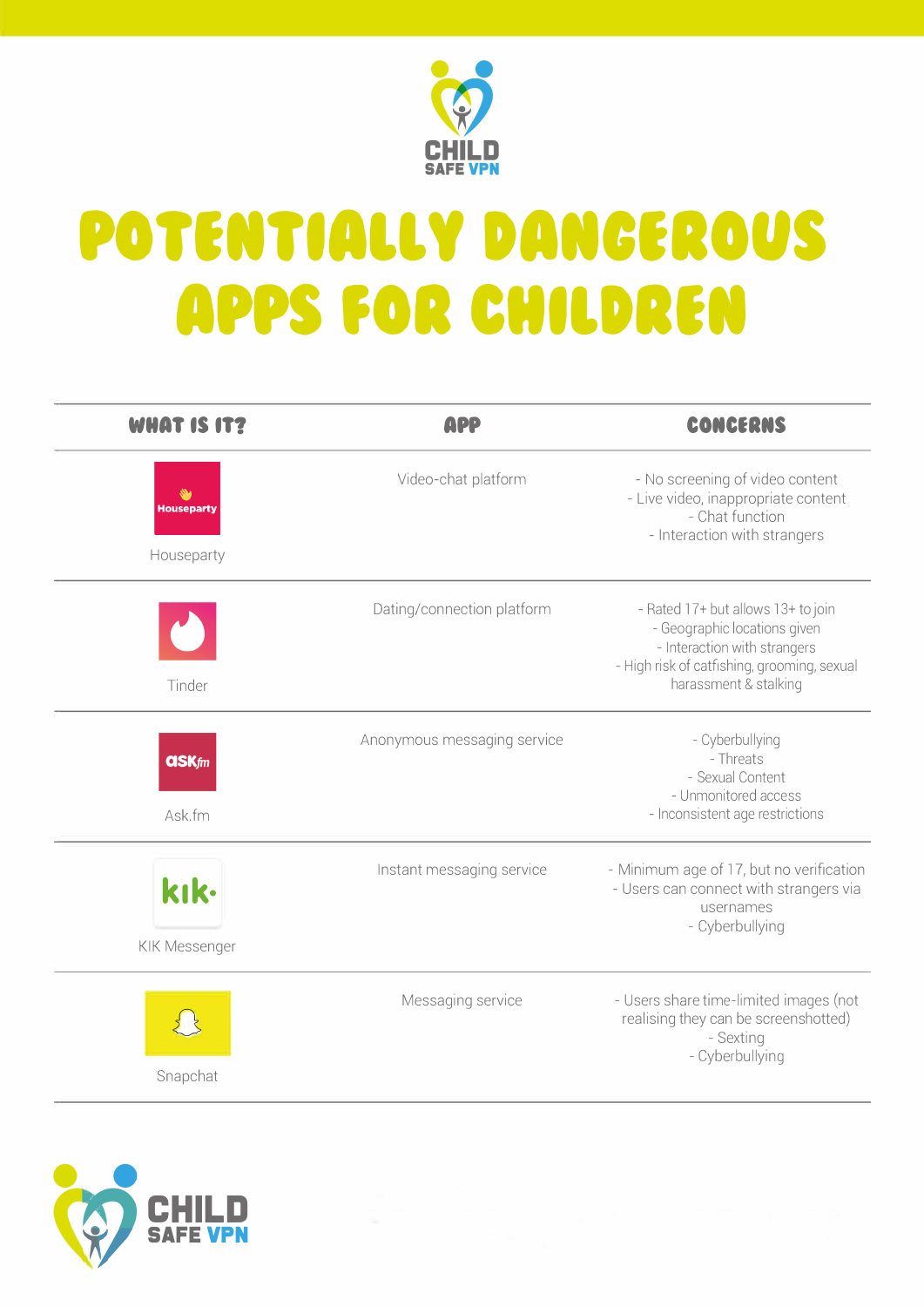CHILD SAFE VPN

# POTENTIALLY DANGEROUS APPS FOR CHILDREN

| WHAT IS IT? | APP | CONCERNS |
| --- | --- | --- |
| Houseparty | Video-chat platform | - No screening of video content<br>- Live video, inappropriate content<br>- Chat function<br>- Interaction with strangers |
| Tinder | Dating/connection platform | - Rated 17+ but allows 13+ to join<br>- Geographic locations given<br>- Interaction with strangers<br>- High risk of catfishing, grooming, sexual harassment & stalking |
| Ask.fm | Anonymous messaging service | - Cyberbullying<br>- Threats<br>- Sexual Content<br>- Unmonitored access<br>- Inconsistent age restrictions |
| KIK Messenger | Instant messaging service | - Minimum age of 17, but no verification<br>- Users can connect with strangers via usernames<br>- Cyberbullying |
| Snapchat | Messaging service | - Users share time-limited images (not realising they can be screenshotted)<br>- Sexting<br>- Cyberbullying |

CHILD SAFE VPN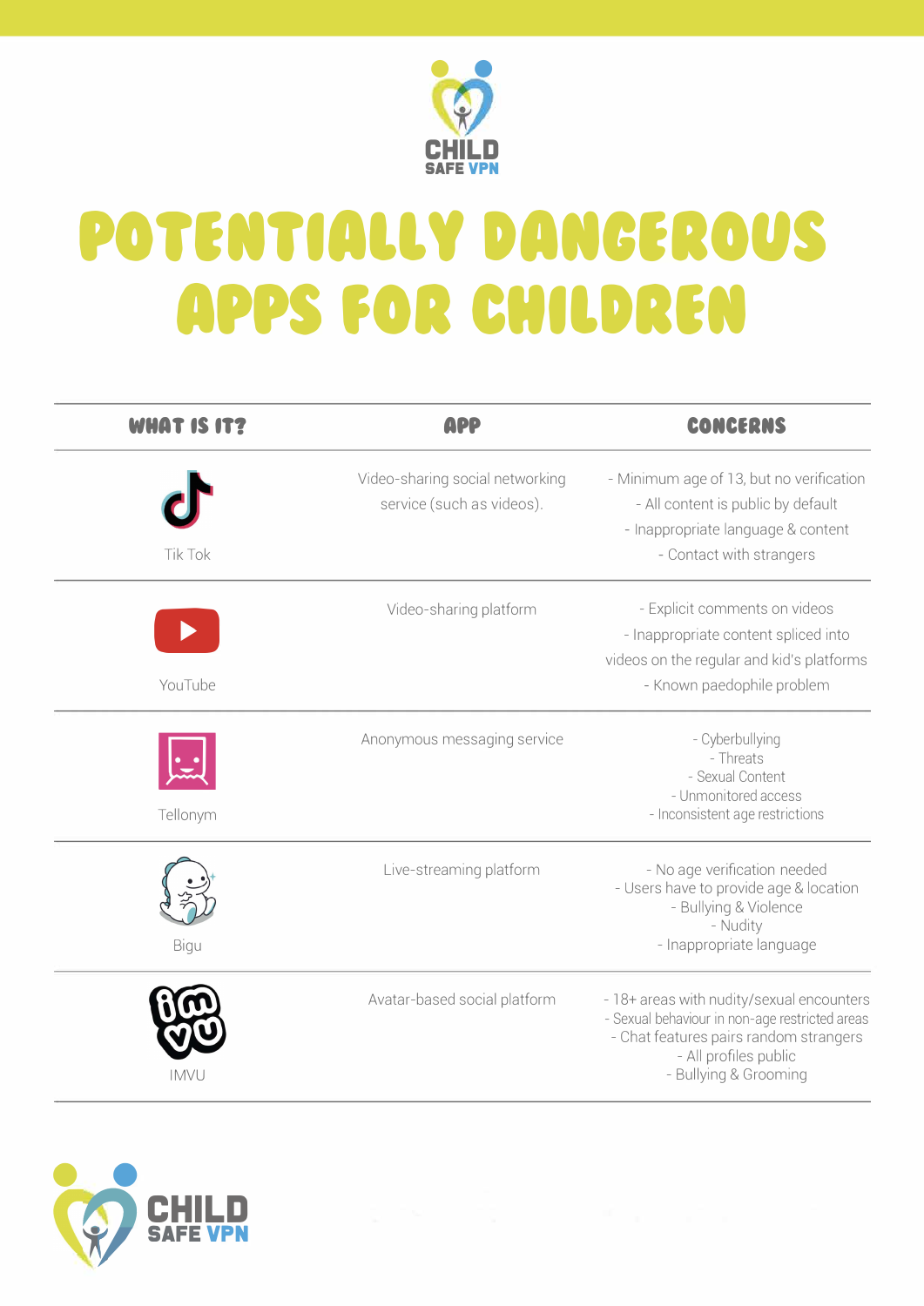CHILD SAFE VPN

# POTENTIALLY DANGEROUS APPS FOR CHILDREN

| WHAT IS IT? | APP | CONCERNS |
|---|---|---|
| Tik Tok | Video-sharing social networking service (such as videos). | - Minimum age of 13, but no verification<br>- All content is public by default<br>- Inappropriate language & content<br>- Contact with strangers |
| YouTube | Video-sharing platform | - Explicit comments on videos<br>- Inappropriate content spliced into videos on the regular and kid's platforms<br>- Known paedophile problem |
| Tellonym | Anonymous messaging service | - Cyberbullying<br>- Threats<br>- Sexual Content<br>- Unmonitored access<br>- Inconsistent age restrictions |
| Bigu | Live-streaming platform | - No age verification needed<br>- Users have to provide age & location<br>- Bullying & Violence<br>- Nudity<br>- Inappropriate language |
| IMVU | Avatar-based social platform | - 18+ areas with nudity/sexual encounters<br>- Sexual behaviour in non-age restricted areas<br>- Chat features pairs random strangers<br>- All profiles public<br>- Bullying & Grooming |

CHILD SAFE VPN